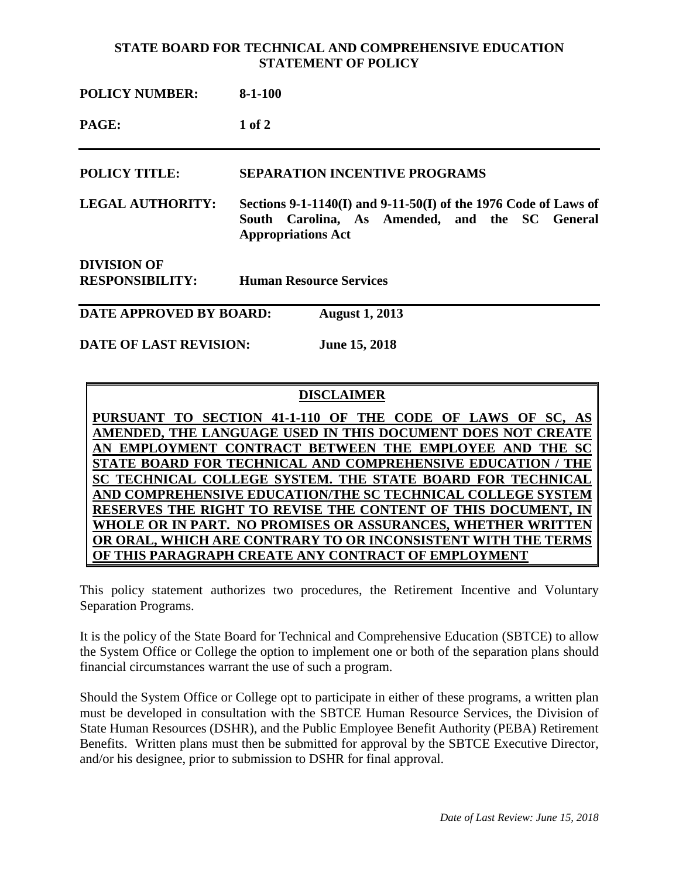**STATE BOARD FOR TECHNICAL AND COMPREHENSIVE EDUCATION**
**STATEMENT OF POLICY**

| | |
|---|---|
| **POLICY NUMBER:** | **8-1-100** |
| **PAGE:** | **1 of 2** |
| **POLICY TITLE:** | **SEPARATION INCENTIVE PROGRAMS** |
| **LEGAL AUTHORITY:** | **Sections 9-1-1140(I) and 9-11-50(I) of the 1976 Code of Laws of South Carolina, As Amended, and the SC General Appropriations Act** |
| **DIVISION OF RESPONSIBILITY:** | **Human Resource Services** |
| **DATE APPROVED BY BOARD:** | **August 1, 2013** |
| **DATE OF LAST REVISION:** | **June 15, 2018** |

**DISCLAIMER**

**PURSUANT TO SECTION 41-1-110 OF THE CODE OF LAWS OF SC, AS AMENDED, THE LANGUAGE USED IN THIS DOCUMENT DOES NOT CREATE AN EMPLOYMENT CONTRACT BETWEEN THE EMPLOYEE AND THE SC STATE BOARD FOR TECHNICAL AND COMPREHENSIVE EDUCATION / THE SC TECHNICAL COLLEGE SYSTEM. THE STATE BOARD FOR TECHNICAL AND COMPREHENSIVE EDUCATION/THE SC TECHNICAL COLLEGE SYSTEM RESERVES THE RIGHT TO REVISE THE CONTENT OF THIS DOCUMENT, IN WHOLE OR IN PART. NO PROMISES OR ASSURANCES, WHETHER WRITTEN OR ORAL, WHICH ARE CONTRARY TO OR INCONSISTENT WITH THE TERMS OF THIS PARAGRAPH CREATE ANY CONTRACT OF EMPLOYMENT**

This policy statement authorizes two procedures, the Retirement Incentive and Voluntary Separation Programs.

It is the policy of the State Board for Technical and Comprehensive Education (SBTCE) to allow the System Office or College the option to implement one or both of the separation plans should financial circumstances warrant the use of such a program.

Should the System Office or College opt to participate in either of these programs, a written plan must be developed in consultation with the SBTCE Human Resource Services, the Division of State Human Resources (DSHR), and the Public Employee Benefit Authority (PEBA) Retirement Benefits. Written plans must then be submitted for approval by the SBTCE Executive Director, and/or his designee, prior to submission to DSHR for final approval.

*Date of Last Review: June 15, 2018*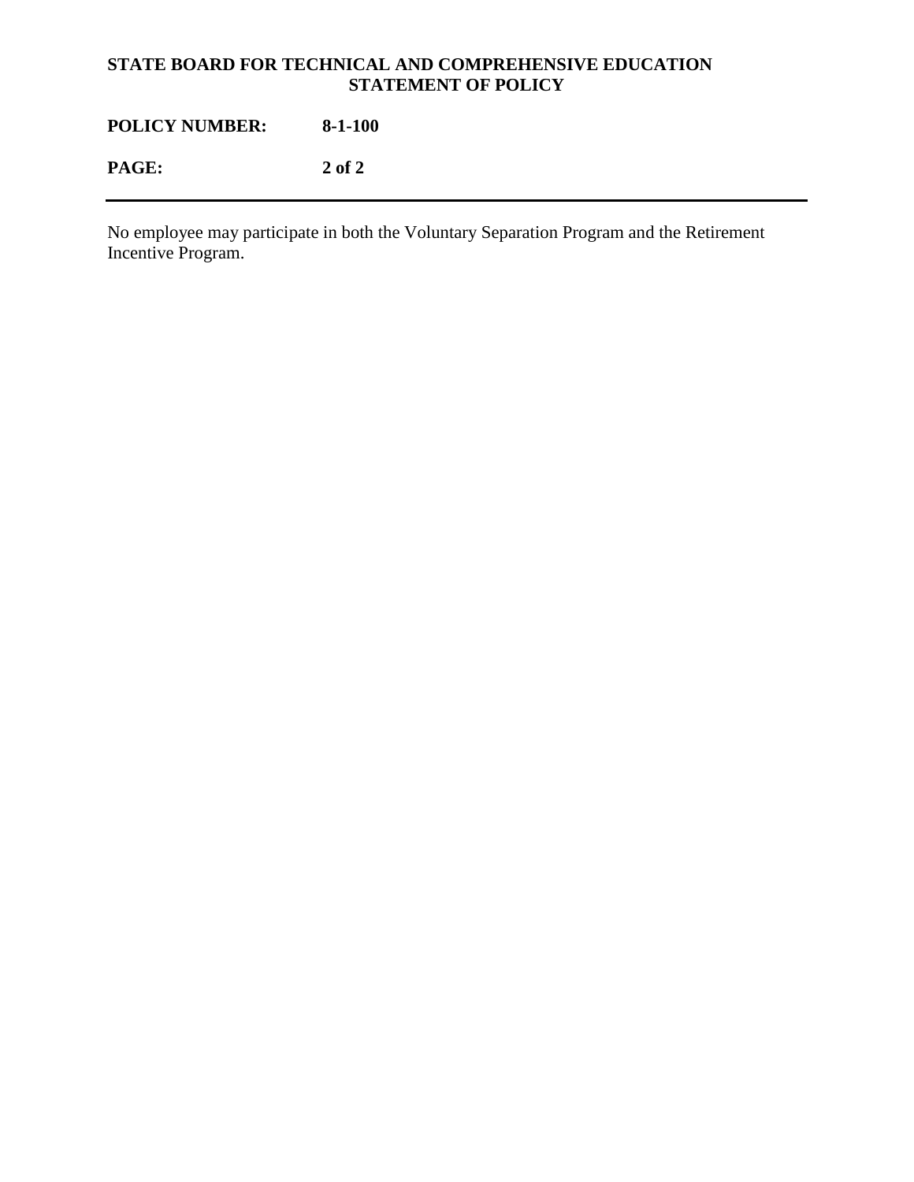No employee may participate in both the Voluntary Separation Program and the Retirement Incentive Program.